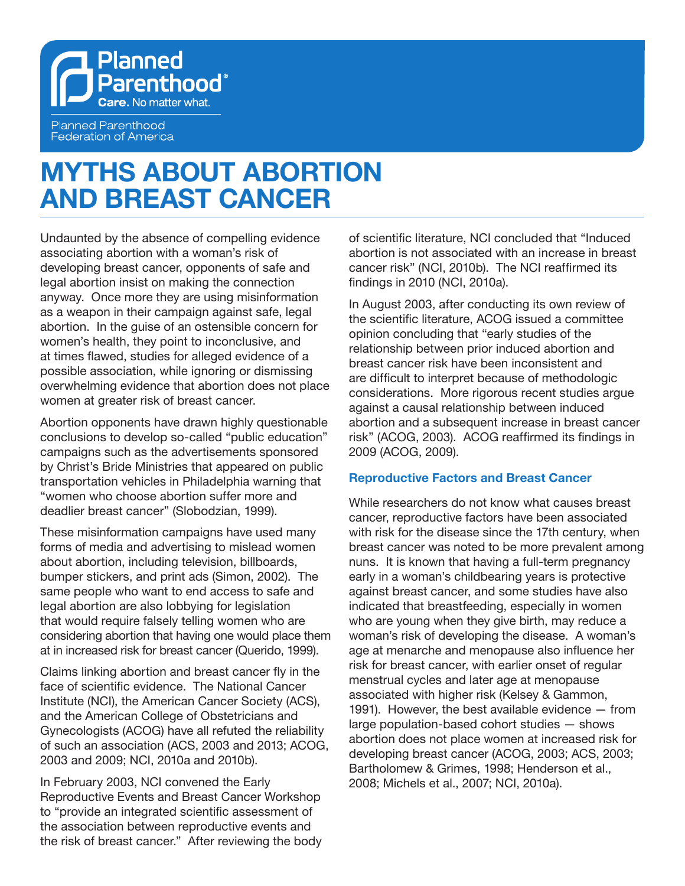Planned Parenthood®
Care. No matter what.

Planned Parenthood Federation of America

# MYTHS ABOUT ABORTION AND BREAST CANCER

Undaunted by the absence of compelling evidence associating abortion with a woman's risk of developing breast cancer, opponents of safe and legal abortion insist on making the connection anyway. Once more they are using misinformation as a weapon in their campaign against safe, legal abortion. In the guise of an ostensible concern for women's health, they point to inconclusive, and at times flawed, studies for alleged evidence of a possible association, while ignoring or dismissing overwhelming evidence that abortion does not place women at greater risk of breast cancer.

Abortion opponents have drawn highly questionable conclusions to develop so-called "public education" campaigns such as the advertisements sponsored by Christ's Bride Ministries that appeared on public transportation vehicles in Philadelphia warning that "women who choose abortion suffer more and deadlier breast cancer" (Slobodzian, 1999).

These misinformation campaigns have used many forms of media and advertising to mislead women about abortion, including television, billboards, bumper stickers, and print ads (Simon, 2002). The same people who want to end access to safe and legal abortion are also lobbying for legislation that would require falsely telling women who are considering abortion that having one would place them at in increased risk for breast cancer (Querido, 1999).

Claims linking abortion and breast cancer fly in the face of scientific evidence. The National Cancer Institute (NCI), the American Cancer Society (ACS), and the American College of Obstetricians and Gynecologists (ACOG) have all refuted the reliability of such an association (ACS, 2003 and 2013; ACOG, 2003 and 2009; NCI, 2010a and 2010b).

In February 2003, NCI convened the Early Reproductive Events and Breast Cancer Workshop to "provide an integrated scientific assessment of the association between reproductive events and the risk of breast cancer." After reviewing the body of scientific literature, NCI concluded that "Induced abortion is not associated with an increase in breast cancer risk" (NCI, 2010b). The NCI reaffirmed its findings in 2010 (NCI, 2010a).

In August 2003, after conducting its own review of the scientific literature, ACOG issued a committee opinion concluding that "early studies of the relationship between prior induced abortion and breast cancer risk have been inconsistent and are difficult to interpret because of methodologic considerations. More rigorous recent studies argue against a causal relationship between induced abortion and a subsequent increase in breast cancer risk" (ACOG, 2003). ACOG reaffirmed its findings in 2009 (ACOG, 2009).

### Reproductive Factors and Breast Cancer

While researchers do not know what causes breast cancer, reproductive factors have been associated with risk for the disease since the 17th century, when breast cancer was noted to be more prevalent among nuns. It is known that having a full-term pregnancy early in a woman's childbearing years is protective against breast cancer, and some studies have also indicated that breastfeeding, especially in women who are young when they give birth, may reduce a woman's risk of developing the disease. A woman's age at menarche and menopause also influence her risk for breast cancer, with earlier onset of regular menstrual cycles and later age at menopause associated with higher risk (Kelsey & Gammon, 1991). However, the best available evidence — from large population-based cohort studies — shows abortion does not place women at increased risk for developing breast cancer (ACOG, 2003; ACS, 2003; Bartholomew & Grimes, 1998; Henderson et al., 2008; Michels et al., 2007; NCI, 2010a).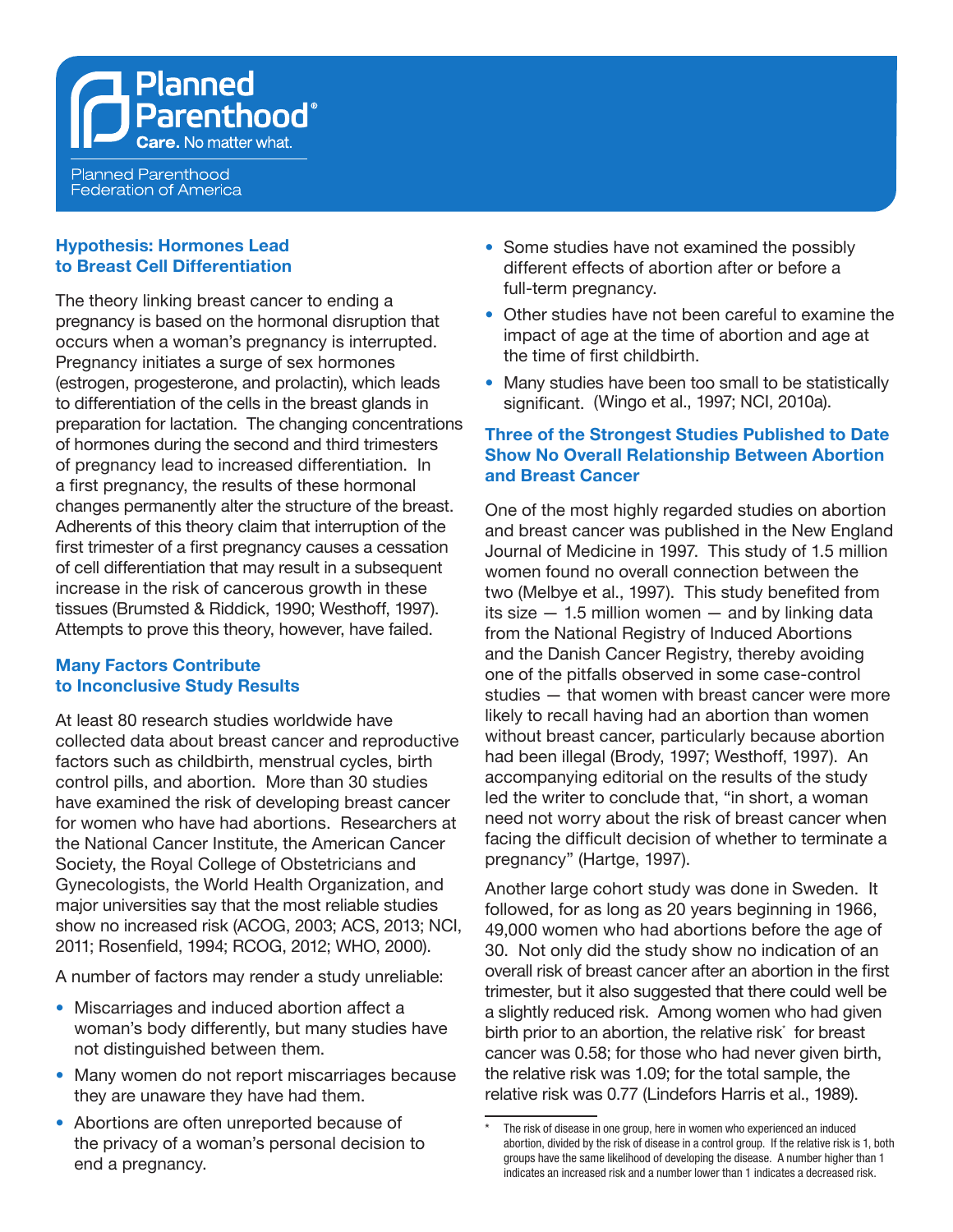### Hypothesis: Hormones Lead to Breast Cell Differentiation

The theory linking breast cancer to ending a pregnancy is based on the hormonal disruption that occurs when a woman's pregnancy is interrupted. Pregnancy initiates a surge of sex hormones (estrogen, progesterone, and prolactin), which leads to differentiation of the cells in the breast glands in preparation for lactation. The changing concentrations of hormones during the second and third trimesters of pregnancy lead to increased differentiation. In a first pregnancy, the results of these hormonal changes permanently alter the structure of the breast. Adherents of this theory claim that interruption of the first trimester of a first pregnancy causes a cessation of cell differentiation that may result in a subsequent increase in the risk of cancerous growth in these tissues (Brumsted & Riddick, 1990; Westhoff, 1997). Attempts to prove this theory, however, have failed.

### Many Factors Contribute to Inconclusive Study Results

At least 80 research studies worldwide have collected data about breast cancer and reproductive factors such as childbirth, menstrual cycles, birth control pills, and abortion. More than 30 studies have examined the risk of developing breast cancer for women who have had abortions. Researchers at the National Cancer Institute, the American Cancer Society, the Royal College of Obstetricians and Gynecologists, the World Health Organization, and major universities say that the most reliable studies show no increased risk (ACOG, 2003; ACS, 2013; NCI, 2011; Rosenfield, 1994; RCOG, 2012; WHO, 2000).

A number of factors may render a study unreliable:

- Miscarriages and induced abortion affect a woman's body differently, but many studies have not distinguished between them.
- Many women do not report miscarriages because they are unaware they have had them.
- Abortions are often unreported because of the privacy of a woman's personal decision to end a pregnancy.
- Some studies have not examined the possibly different effects of abortion after or before a full-term pregnancy.
- Other studies have not been careful to examine the impact of age at the time of abortion and age at the time of first childbirth.
- Many studies have been too small to be statistically significant. (Wingo et al., 1997; NCI, 2010a).

### Three of the Strongest Studies Published to Date Show No Overall Relationship Between Abortion and Breast Cancer

One of the most highly regarded studies on abortion and breast cancer was published in the New England Journal of Medicine in 1997. This study of 1.5 million women found no overall connection between the two (Melbye et al., 1997). This study benefited from its size — 1.5 million women — and by linking data from the National Registry of Induced Abortions and the Danish Cancer Registry, thereby avoiding one of the pitfalls observed in some case-control studies — that women with breast cancer were more likely to recall having had an abortion than women without breast cancer, particularly because abortion had been illegal (Brody, 1997; Westhoff, 1997). An accompanying editorial on the results of the study led the writer to conclude that, "in short, a woman need not worry about the risk of breast cancer when facing the difficult decision of whether to terminate a pregnancy" (Hartge, 1997).

Another large cohort study was done in Sweden. It followed, for as long as 20 years beginning in 1966, 49,000 women who had abortions before the age of 30. Not only did the study show no indication of an overall risk of breast cancer after an abortion in the first trimester, but it also suggested that there could well be a slightly reduced risk. Among women who had given birth prior to an abortion, the relative risk* for breast cancer was 0.58; for those who had never given birth, the relative risk was 1.09; for the total sample, the relative risk was 0.77 (Lindefors Harris et al., 1989).

* The risk of disease in one group, here in women who experienced an induced abortion, divided by the risk of disease in a control group. If the relative risk is 1, both groups have the same likelihood of developing the disease. A number higher than 1 indicates an increased risk and a number lower than 1 indicates a decreased risk.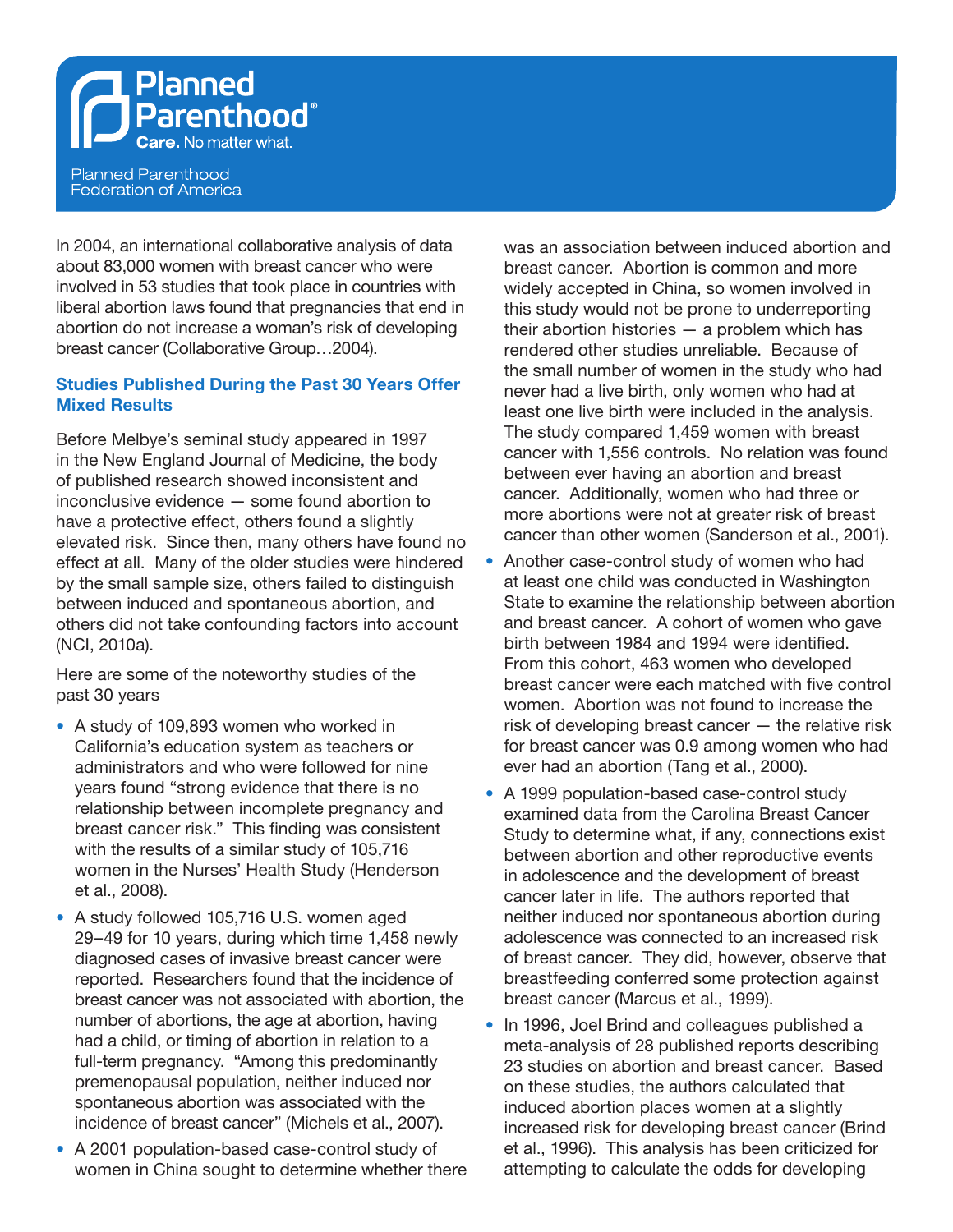In 2004, an international collaborative analysis of data about 83,000 women with breast cancer who were involved in 53 studies that took place in countries with liberal abortion laws found that pregnancies that end in abortion do not increase a woman's risk of developing breast cancer (Collaborative Group…2004).

## Studies Published During the Past 30 Years Offer Mixed Results

Before Melbye's seminal study appeared in 1997 in the New England Journal of Medicine, the body of published research showed inconsistent and inconclusive evidence — some found abortion to have a protective effect, others found a slightly elevated risk. Since then, many others have found no effect at all. Many of the older studies were hindered by the small sample size, others failed to distinguish between induced and spontaneous abortion, and others did not take confounding factors into account (NCI, 2010a).

Here are some of the noteworthy studies of the past 30 years

- A study of 109,893 women who worked in California's education system as teachers or administrators and who were followed for nine years found "strong evidence that there is no relationship between incomplete pregnancy and breast cancer risk." This finding was consistent with the results of a similar study of 105,716 women in the Nurses' Health Study (Henderson et al., 2008).
- A study followed 105,716 U.S. women aged 29–49 for 10 years, during which time 1,458 newly diagnosed cases of invasive breast cancer were reported. Researchers found that the incidence of breast cancer was not associated with abortion, the number of abortions, the age at abortion, having had a child, or timing of abortion in relation to a full-term pregnancy. "Among this predominantly premenopausal population, neither induced nor spontaneous abortion was associated with the incidence of breast cancer" (Michels et al., 2007).
- A 2001 population-based case-control study of women in China sought to determine whether there was an association between induced abortion and breast cancer. Abortion is common and more widely accepted in China, so women involved in this study would not be prone to underreporting their abortion histories — a problem which has rendered other studies unreliable. Because of the small number of women in the study who had never had a live birth, only women who had at least one live birth were included in the analysis. The study compared 1,459 women with breast cancer with 1,556 controls. No relation was found between ever having an abortion and breast cancer. Additionally, women who had three or more abortions were not at greater risk of breast cancer than other women (Sanderson et al., 2001).
- Another case-control study of women who had at least one child was conducted in Washington State to examine the relationship between abortion and breast cancer. A cohort of women who gave birth between 1984 and 1994 were identified. From this cohort, 463 women who developed breast cancer were each matched with five control women. Abortion was not found to increase the risk of developing breast cancer — the relative risk for breast cancer was 0.9 among women who had ever had an abortion (Tang et al., 2000).
- A 1999 population-based case-control study examined data from the Carolina Breast Cancer Study to determine what, if any, connections exist between abortion and other reproductive events in adolescence and the development of breast cancer later in life. The authors reported that neither induced nor spontaneous abortion during adolescence was connected to an increased risk of breast cancer. They did, however, observe that breastfeeding conferred some protection against breast cancer (Marcus et al., 1999).
- In 1996, Joel Brind and colleagues published a meta-analysis of 28 published reports describing 23 studies on abortion and breast cancer. Based on these studies, the authors calculated that induced abortion places women at a slightly increased risk for developing breast cancer (Brind et al., 1996). This analysis has been criticized for attempting to calculate the odds for developing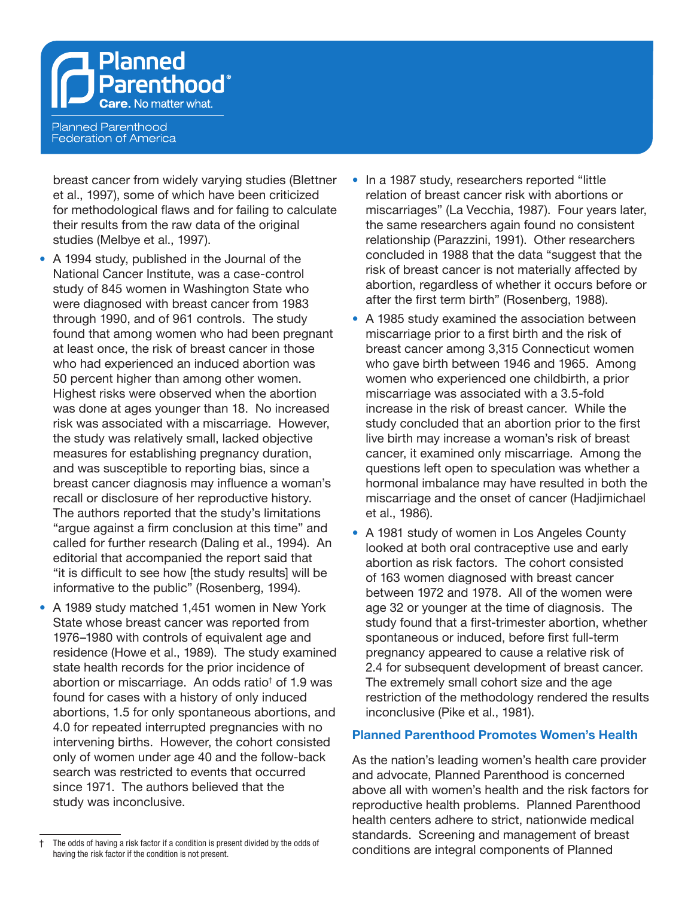breast cancer from widely varying studies (Blettner et al., 1997), some of which have been criticized for methodological flaws and for failing to calculate their results from the raw data of the original studies (Melbye et al., 1997).

- A 1994 study, published in the Journal of the National Cancer Institute, was a case-control study of 845 women in Washington State who were diagnosed with breast cancer from 1983 through 1990, and of 961 controls. The study found that among women who had been pregnant at least once, the risk of breast cancer in those who had experienced an induced abortion was 50 percent higher than among other women. Highest risks were observed when the abortion was done at ages younger than 18. No increased risk was associated with a miscarriage. However, the study was relatively small, lacked objective measures for establishing pregnancy duration, and was susceptible to reporting bias, since a breast cancer diagnosis may influence a woman's recall or disclosure of her reproductive history. The authors reported that the study's limitations "argue against a firm conclusion at this time" and called for further research (Daling et al., 1994). An editorial that accompanied the report said that "it is difficult to see how [the study results] will be informative to the public" (Rosenberg, 1994).
- A 1989 study matched 1,451 women in New York State whose breast cancer was reported from 1976–1980 with controls of equivalent age and residence (Howe et al., 1989). The study examined state health records for the prior incidence of abortion or miscarriage. An odds ratio† of 1.9 was found for cases with a history of only induced abortions, 1.5 for only spontaneous abortions, and 4.0 for repeated interrupted pregnancies with no intervening births. However, the cohort consisted only of women under age 40 and the follow-back search was restricted to events that occurred since 1971. The authors believed that the study was inconclusive.
- In a 1987 study, researchers reported "little relation of breast cancer risk with abortions or miscarriages" (La Vecchia, 1987). Four years later, the same researchers again found no consistent relationship (Parazzini, 1991). Other researchers concluded in 1988 that the data "suggest that the risk of breast cancer is not materially affected by abortion, regardless of whether it occurs before or after the first term birth" (Rosenberg, 1988).
- A 1985 study examined the association between miscarriage prior to a first birth and the risk of breast cancer among 3,315 Connecticut women who gave birth between 1946 and 1965. Among women who experienced one childbirth, a prior miscarriage was associated with a 3.5-fold increase in the risk of breast cancer. While the study concluded that an abortion prior to the first live birth may increase a woman's risk of breast cancer, it examined only miscarriage. Among the questions left open to speculation was whether a hormonal imbalance may have resulted in both the miscarriage and the onset of cancer (Hadjimichael et al., 1986).
- A 1981 study of women in Los Angeles County looked at both oral contraceptive use and early abortion as risk factors. The cohort consisted of 163 women diagnosed with breast cancer between 1972 and 1978. All of the women were age 32 or younger at the time of diagnosis. The study found that a first-trimester abortion, whether spontaneous or induced, before first full-term pregnancy appeared to cause a relative risk of 2.4 for subsequent development of breast cancer. The extremely small cohort size and the age restriction of the methodology rendered the results inconclusive (Pike et al., 1981).

## Planned Parenthood Promotes Women's Health

As the nation's leading women's health care provider and advocate, Planned Parenthood is concerned above all with women's health and the risk factors for reproductive health problems. Planned Parenthood health centers adhere to strict, nationwide medical standards. Screening and management of breast conditions are integral components of Planned

† The odds of having a risk factor if a condition is present divided by the odds of having the risk factor if the condition is not present.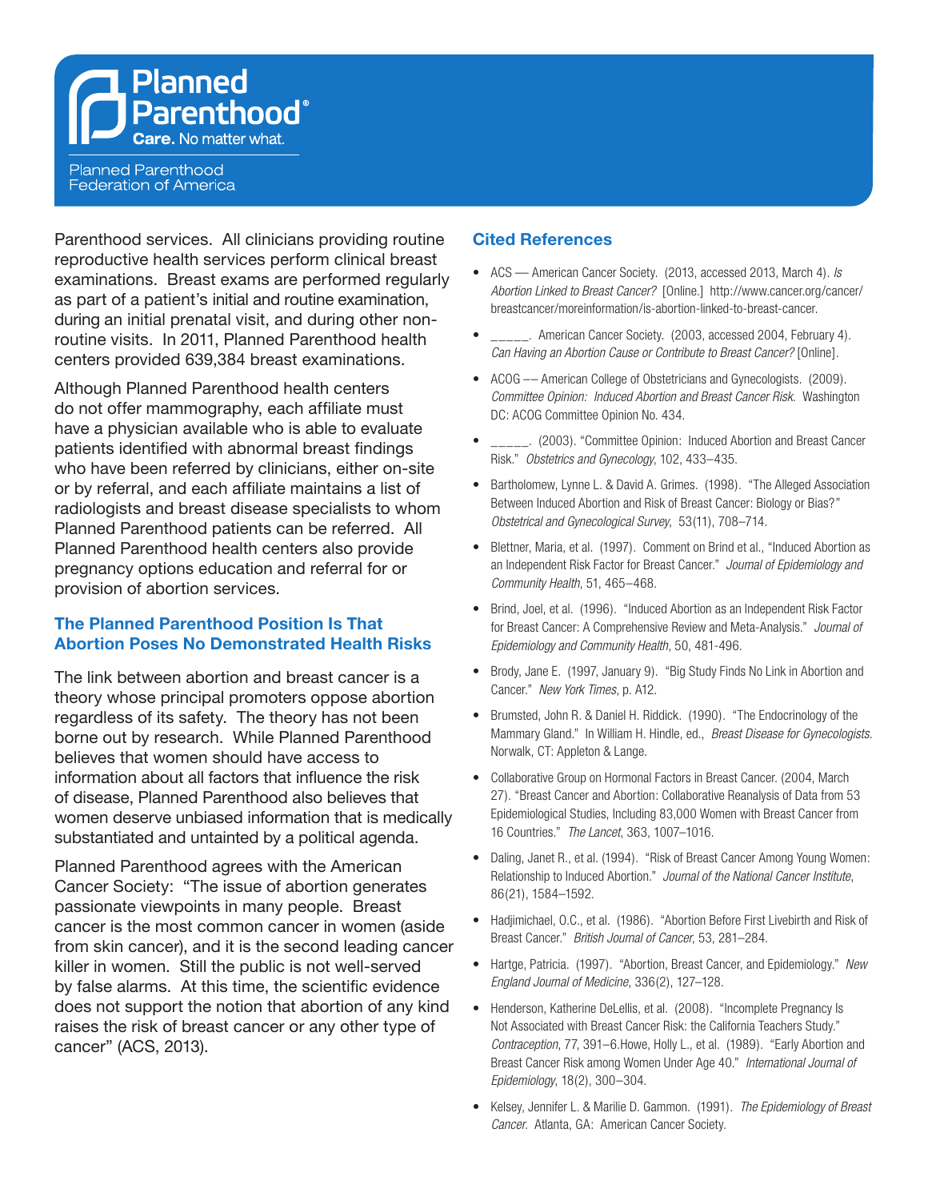Parenthood services. All clinicians providing routine reproductive health services perform clinical breast examinations. Breast exams are performed regularly as part of a patient's initial and routine examination, during an initial prenatal visit, and during other non-routine visits. In 2011, Planned Parenthood health centers provided 639,384 breast examinations.

Although Planned Parenthood health centers do not offer mammography, each affiliate must have a physician available who is able to evaluate patients identified with abnormal breast findings who have been referred by clinicians, either on-site or by referral, and each affiliate maintains a list of radiologists and breast disease specialists to whom Planned Parenthood patients can be referred. All Planned Parenthood health centers also provide pregnancy options education and referral for or provision of abortion services.

## The Planned Parenthood Position Is That Abortion Poses No Demonstrated Health Risks

The link between abortion and breast cancer is a theory whose principal promoters oppose abortion regardless of its safety. The theory has not been borne out by research. While Planned Parenthood believes that women should have access to information about all factors that influence the risk of disease, Planned Parenthood also believes that women deserve unbiased information that is medically substantiated and untainted by a political agenda.

Planned Parenthood agrees with the American Cancer Society: "The issue of abortion generates passionate viewpoints in many people. Breast cancer is the most common cancer in women (aside from skin cancer), and it is the second leading cancer killer in women. Still the public is not well-served by false alarms. At this time, the scientific evidence does not support the notion that abortion of any kind raises the risk of breast cancer or any other type of cancer" (ACS, 2013).

## Cited References

- ACS — American Cancer Society. (2013, accessed 2013, March 4). *Is Abortion Linked to Breast Cancer?* [Online.] http://www.cancer.org/cancer/breastcancer/moreinformation/is-abortion-linked-to-breast-cancer.
- _____. American Cancer Society. (2003, accessed 2004, February 4). *Can Having an Abortion Cause or Contribute to Breast Cancer?* [Online].
- ACOG –– American College of Obstetricians and Gynecologists. (2009). *Committee Opinion: Induced Abortion and Breast Cancer Risk.* Washington DC: ACOG Committee Opinion No. 434.
- _____. (2003). "Committee Opinion: Induced Abortion and Breast Cancer Risk." *Obstetrics and Gynecology*, 102, 433–435.
- Bartholomew, Lynne L. & David A. Grimes. (1998). "The Alleged Association Between Induced Abortion and Risk of Breast Cancer: Biology or Bias?" *Obstetrical and Gynecological Survey*, 53(11), 708–714.
- Blettner, Maria, et al. (1997). Comment on Brind et al., "Induced Abortion as an Independent Risk Factor for Breast Cancer." *Journal of Epidemiology and Community Health*, 51, 465–468.
- Brind, Joel, et al. (1996). "Induced Abortion as an Independent Risk Factor for Breast Cancer: A Comprehensive Review and Meta-Analysis." *Journal of Epidemiology and Community Health*, 50, 481-496.
- Brody, Jane E. (1997, January 9). "Big Study Finds No Link in Abortion and Cancer." *New York Times*, p. A12.
- Brumsted, John R. & Daniel H. Riddick. (1990). "The Endocrinology of the Mammary Gland." In William H. Hindle, ed., *Breast Disease for Gynecologists.* Norwalk, CT: Appleton & Lange.
- Collaborative Group on Hormonal Factors in Breast Cancer. (2004, March 27). "Breast Cancer and Abortion: Collaborative Reanalysis of Data from 53 Epidemiological Studies, Including 83,000 Women with Breast Cancer from 16 Countries." *The Lancet*, 363, 1007–1016.
- Daling, Janet R., et al. (1994). "Risk of Breast Cancer Among Young Women: Relationship to Induced Abortion." *Journal of the National Cancer Institute*, 86(21), 1584–1592.
- Hadjimichael, O.C., et al. (1986). "Abortion Before First Livebirth and Risk of Breast Cancer." *British Journal of Cancer*, 53, 281–284.
- Hartge, Patricia. (1997). "Abortion, Breast Cancer, and Epidemiology." *New England Journal of Medicine*, 336(2), 127–128.
- Henderson, Katherine DeLellis, et al. (2008). "Incomplete Pregnancy Is Not Associated with Breast Cancer Risk: the California Teachers Study." *Contraception*, 77, 391–6.Howe, Holly L., et al. (1989). "Early Abortion and Breast Cancer Risk among Women Under Age 40." *International Journal of Epidemiology*, 18(2), 300–304.
- Kelsey, Jennifer L. & Marilie D. Gammon. (1991). *The Epidemiology of Breast Cancer.* Atlanta, GA: American Cancer Society.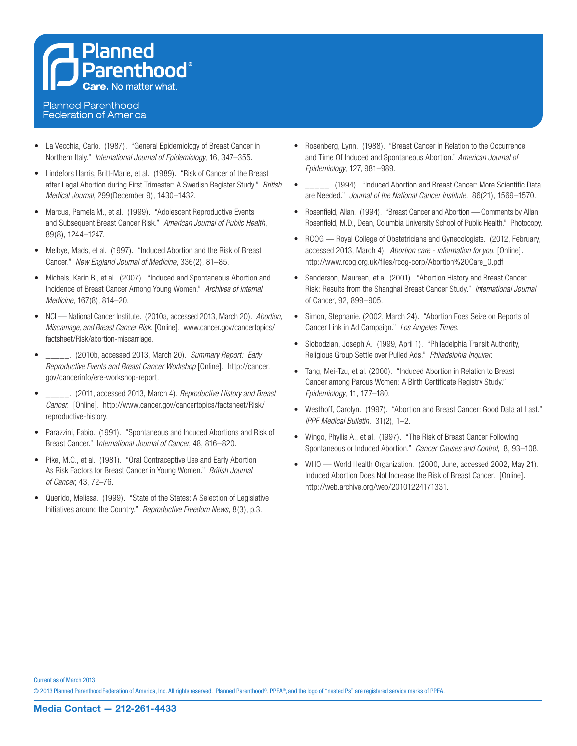Planned Parenthood Federation of America

- La Vecchia, Carlo. (1987). "General Epidemiology of Breast Cancer in Northern Italy." *International Journal of Epidemiology*, 16, 347–355.
- Lindefors Harris, Britt-Marie, et al. (1989). "Risk of Cancer of the Breast after Legal Abortion during First Trimester: A Swedish Register Study." *British Medical Journal*, 299(December 9), 1430–1432.
- Marcus, Pamela M., et al. (1999). "Adolescent Reproductive Events and Subsequent Breast Cancer Risk." *American Journal of Public Health*, 89(8), 1244–1247.
- Melbye, Mads, et al. (1997). "Induced Abortion and the Risk of Breast Cancer." *New England Journal of Medicine*, 336(2), 81–85.
- Michels, Karin B., et al. (2007). "Induced and Spontaneous Abortion and Incidence of Breast Cancer Among Young Women." *Archives of Internal Medicine*, 167(8), 814–20.
- NCI — National Cancer Institute. (2010a, accessed 2013, March 20). *Abortion, Miscarriage, and Breast Cancer Risk.* [Online]. www.cancer.gov/cancertopics/factsheet/Risk/abortion-miscarriage.
- _____. (2010b, accessed 2013, March 20). *Summary Report: Early Reproductive Events and Breast Cancer Workshop* [Online]. http://cancer.gov/cancerinfo/ere-workshop-report.
- _____. (2011, accessed 2013, March 4). *Reproductive History and Breast Cancer.* [Online]. http://www.cancer.gov/cancertopics/factsheet/Risk/reproductive-history.
- Parazzini, Fabio. (1991). "Spontaneous and Induced Abortions and Risk of Breast Cancer." I*nternational Journal of Cancer*, 48, 816–820.
- Pike, M.C., et al. (1981). "Oral Contraceptive Use and Early Abortion As Risk Factors for Breast Cancer in Young Women." *British Journal of Cancer*, 43, 72–76.
- Querido, Melissa. (1999). "State of the States: A Selection of Legislative Initiatives around the Country." *Reproductive Freedom News*, 8(3), p.3.
- Rosenberg, Lynn. (1988). "Breast Cancer in Relation to the Occurrence and Time Of Induced and Spontaneous Abortion." *American Journal of Epidemiology*, 127, 981–989.
- _____. (1994). "Induced Abortion and Breast Cancer: More Scientific Data are Needed." *Journal of the National Cancer Institute.* 86(21), 1569–1570.
- Rosenfield, Allan. (1994). "Breast Cancer and Abortion — Comments by Allan Rosenfield, M.D., Dean, Columbia University School of Public Health." Photocopy.
- RCOG — Royal College of Obstetricians and Gynecologists. (2012, February, accessed 2013, March 4). *Abortion care - information for you.* [Online]. http://www.rcog.org.uk/files/rcog-corp/Abortion%20Care_0.pdf
- Sanderson, Maureen, et al. (2001). "Abortion History and Breast Cancer Risk: Results from the Shanghai Breast Cancer Study." *International Journal* of Cancer, 92, 899–905.
- Simon, Stephanie. (2002, March 24). "Abortion Foes Seize on Reports of Cancer Link in Ad Campaign." *Los Angeles Times.*
- Slobodzian, Joseph A. (1999, April 1). "Philadelphia Transit Authority, Religious Group Settle over Pulled Ads." *Philadelphia Inquirer.*
- Tang, Mei-Tzu, et al. (2000). "Induced Abortion in Relation to Breast Cancer among Parous Women: A Birth Certificate Registry Study." *Epidemiology*, 11, 177–180.
- Westhoff, Carolyn. (1997). "Abortion and Breast Cancer: Good Data at Last." *IPPF Medical Bulletin.* 31(2), 1–2.
- Wingo, Phyllis A., et al. (1997). "The Risk of Breast Cancer Following Spontaneous or Induced Abortion." *Cancer Causes and Control*, 8, 93–108.
- WHO — World Health Organization. (2000, June, accessed 2002, May 21). Induced Abortion Does Not Increase the Risk of Breast Cancer. [Online]. http://web.archive.org/web/20101224171331.

Current as of March 2013

© 2013 Planned Parenthood Federation of America, Inc. All rights reserved. Planned Parenthood®, PPFA®, and the logo of "nested Ps" are registered service marks of PPFA.

**Media Contact — 212-261-4433**